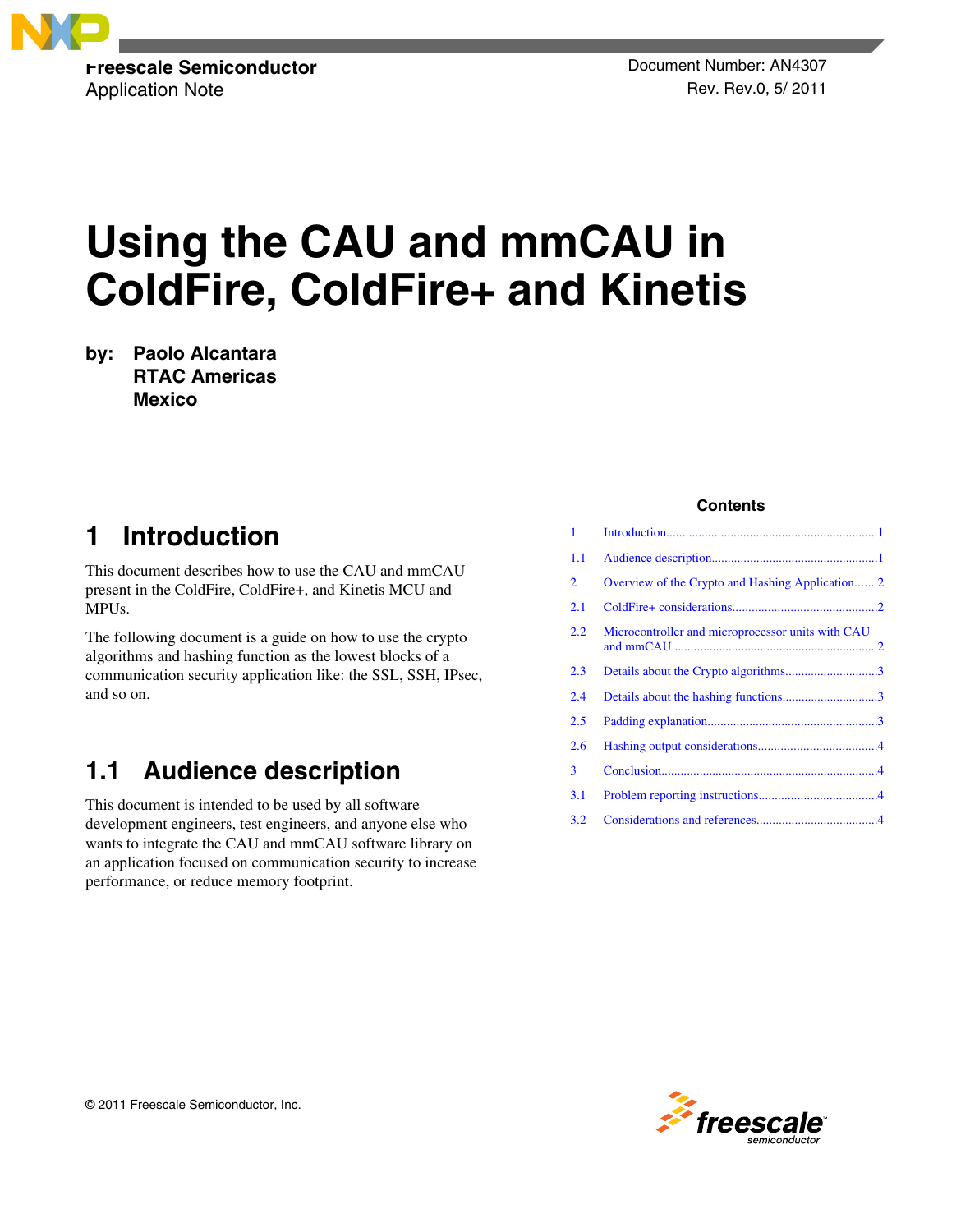Freescale Semiconductor
Application Note

Document Number: AN4307
Rev. Rev.0, 5/ 2011

# Using the CAU and mmCAU in ColdFire, ColdFire+ and Kinetis

**by: Paolo Alcantara**
**RTAC Americas**
**Mexico**

**Contents**

| | |
|---|---|
| 1 | Introduction.....1 |
| 1.1 | Audience description.....1 |
| 2 | Overview of the Crypto and Hashing Application.....2 |
| 2.1 | ColdFire+ considerations.....2 |
| 2.2 | Microcontroller and microprocessor units with CAU and mmCAU.....2 |
| 2.3 | Details about the Crypto algorithms.....3 |
| 2.4 | Details about the hashing functions.....3 |
| 2.5 | Padding explanation.....3 |
| 2.6 | Hashing output considerations.....4 |
| 3 | Conclusion.....4 |
| 3.1 | Problem reporting instructions.....4 |
| 3.2 | Considerations and references.....4 |

## 1 Introduction

This document describes how to use the CAU and mmCAU present in the ColdFire, ColdFire+, and Kinetis MCU and MPUs.

The following document is a guide on how to use the crypto algorithms and hashing function as the lowest blocks of a communication security application like: the SSL, SSH, IPsec, and so on.

## 1.1 Audience description

This document is intended to be used by all software development engineers, test engineers, and anyone else who wants to integrate the CAU and mmCAU software library on an application focused on communication security to increase performance, or reduce memory footprint.

© 2011 Freescale Semiconductor, Inc.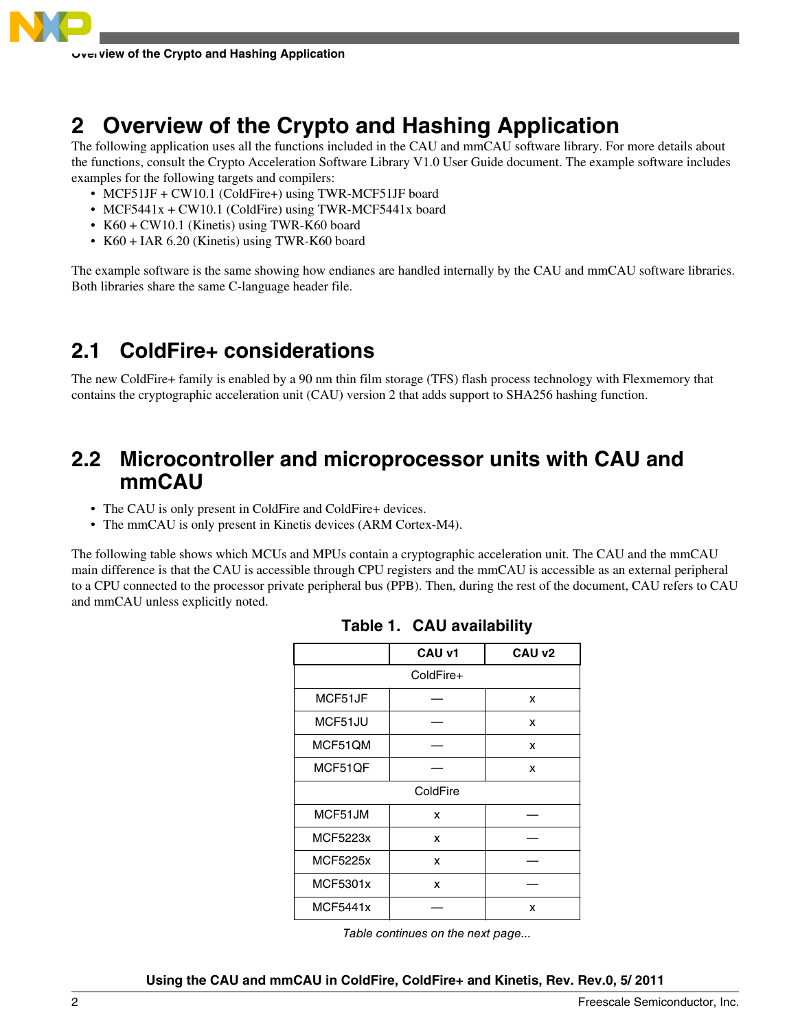## 2 Overview of the Crypto and Hashing Application

The following application uses all the functions included in the CAU and mmCAU software library. For more details about the functions, consult the Crypto Acceleration Software Library V1.0 User Guide document. The example software includes examples for the following targets and compilers:

- MCF51JF + CW10.1 (ColdFire+) using TWR-MCF51JF board
- MCF5441x + CW10.1 (ColdFire) using TWR-MCF5441x board
- K60 + CW10.1 (Kinetis) using TWR-K60 board
- K60 + IAR 6.20 (Kinetis) using TWR-K60 board

The example software is the same showing how endianes are handled internally by the CAU and mmCAU software libraries. Both libraries share the same C-language header file.

### 2.1 ColdFire+ considerations

The new ColdFire+ family is enabled by a 90 nm thin film storage (TFS) flash process technology with Flexmemory that contains the cryptographic acceleration unit (CAU) version 2 that adds support to SHA256 hashing function.

### 2.2 Microcontroller and microprocessor units with CAU and mmCAU

- The CAU is only present in ColdFire and ColdFire+ devices.
- The mmCAU is only present in Kinetis devices (ARM Cortex-M4).

The following table shows which MCUs and MPUs contain a cryptographic acceleration unit. The CAU and the mmCAU main difference is that the CAU is accessible through CPU registers and the mmCAU is accessible as an external peripheral to a CPU connected to the processor private peripheral bus (PPB). Then, during the rest of the document, CAU refers to CAU and mmCAU unless explicitly noted.

**Table 1. CAU availability**

| | CAU v1 | CAU v2 |
|---|---|---|
| ColdFire+ | | |
| MCF51JF | — | x |
| MCF51JU | — | x |
| MCF51QM | — | x |
| MCF51QF | — | x |
| ColdFire | | |
| MCF51JM | x | — |
| MCF5223x | x | — |
| MCF5225x | x | — |
| MCF5301x | x | — |
| MCF5441x | — | x |

*Table continues on the next page...*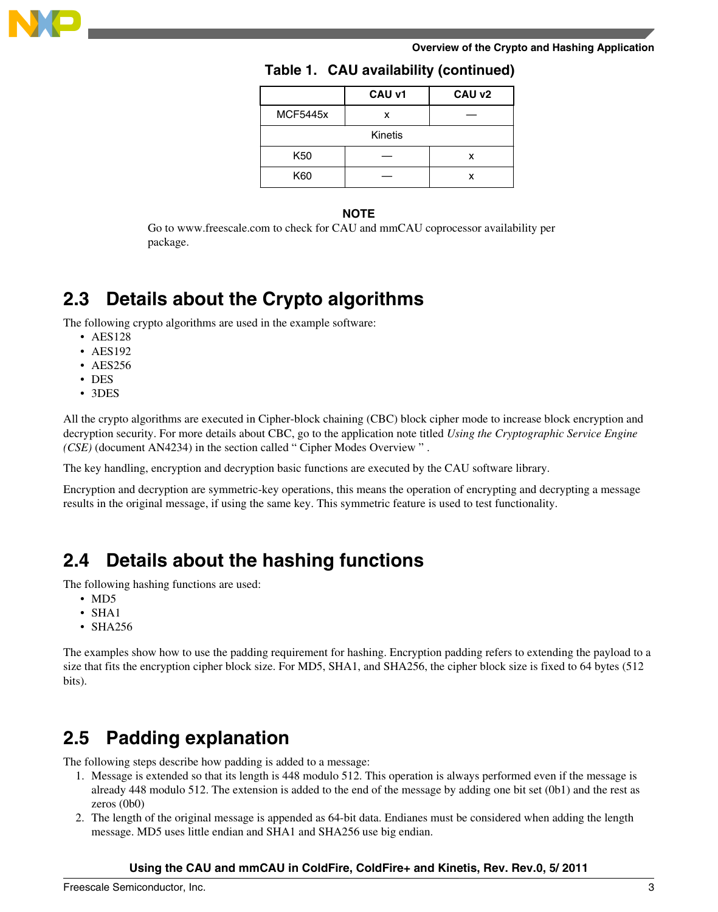**Table 1. CAU availability (continued)**

| | CAU v1 | CAU v2 |
|---|---|---|
| MCF5445x | x | — |
| Kinetis | | |
| K50 | — | x |
| K60 | — | x |

**NOTE**

Go to www.freescale.com to check for CAU and mmCAU coprocessor availability per package.

## 2.3 Details about the Crypto algorithms

The following crypto algorithms are used in the example software:

- AES128
- AES192
- AES256
- DES
- 3DES

All the crypto algorithms are executed in Cipher-block chaining (CBC) block cipher mode to increase block encryption and decryption security. For more details about CBC, go to the application note titled *Using the Cryptographic Service Engine (CSE)* (document AN4234) in the section called " Cipher Modes Overview " .

The key handling, encryption and decryption basic functions are executed by the CAU software library.

Encryption and decryption are symmetric-key operations, this means the operation of encrypting and decrypting a message results in the original message, if using the same key. This symmetric feature is used to test functionality.

## 2.4 Details about the hashing functions

The following hashing functions are used:

- MD5
- SHA1
- SHA256

The examples show how to use the padding requirement for hashing. Encryption padding refers to extending the payload to a size that fits the encryption cipher block size. For MD5, SHA1, and SHA256, the cipher block size is fixed to 64 bytes (512 bits).

## 2.5 Padding explanation

The following steps describe how padding is added to a message:

1. Message is extended so that its length is 448 modulo 512. This operation is always performed even if the message is already 448 modulo 512. The extension is added to the end of the message by adding one bit set (0b1) and the rest as zeros (0b0)
2. The length of the original message is appended as 64-bit data. Endianes must be considered when adding the length message. MD5 uses little endian and SHA1 and SHA256 use big endian.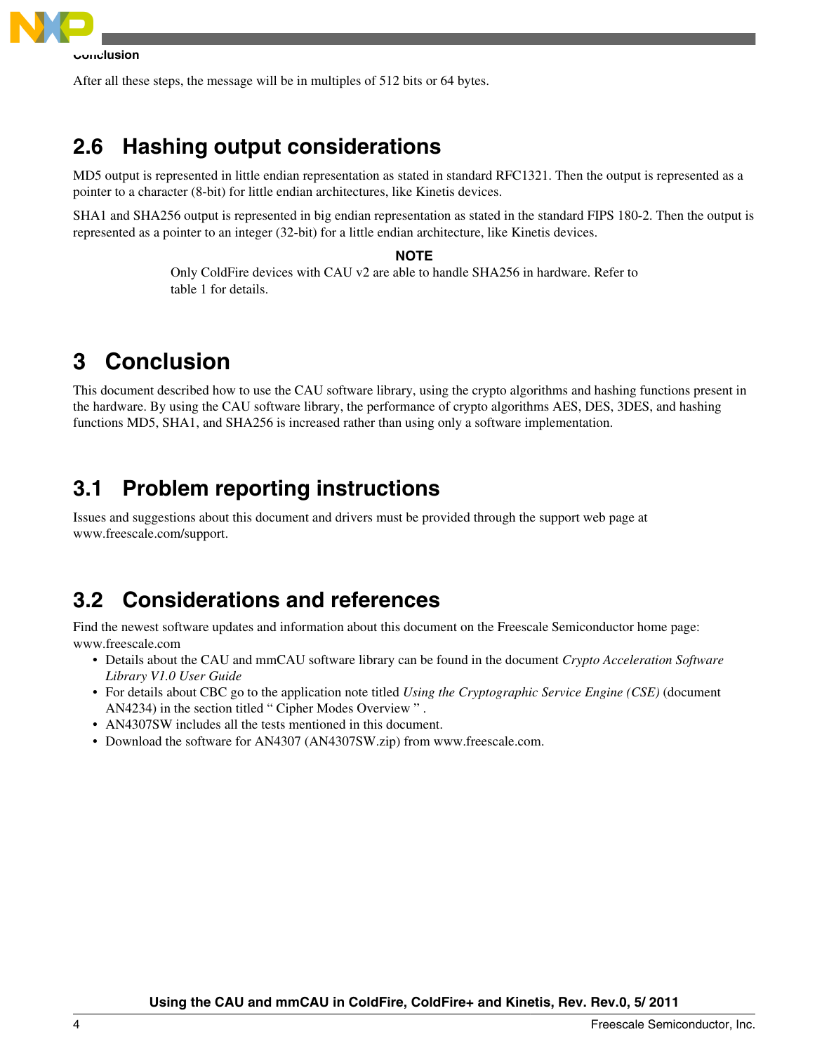After all these steps, the message will be in multiples of 512 bits or 64 bytes.

## 2.6 Hashing output considerations

MD5 output is represented in little endian representation as stated in standard RFC1321. Then the output is represented as a pointer to a character (8-bit) for little endian architectures, like Kinetis devices.

SHA1 and SHA256 output is represented in big endian representation as stated in the standard FIPS 180-2. Then the output is represented as a pointer to an integer (32-bit) for a little endian architecture, like Kinetis devices.

**NOTE**

Only ColdFire devices with CAU v2 are able to handle SHA256 in hardware. Refer to table 1 for details.

# 3 Conclusion

This document described how to use the CAU software library, using the crypto algorithms and hashing functions present in the hardware. By using the CAU software library, the performance of crypto algorithms AES, DES, 3DES, and hashing functions MD5, SHA1, and SHA256 is increased rather than using only a software implementation.

## 3.1 Problem reporting instructions

Issues and suggestions about this document and drivers must be provided through the support web page at www.freescale.com/support.

## 3.2 Considerations and references

Find the newest software updates and information about this document on the Freescale Semiconductor home page: www.freescale.com

- Details about the CAU and mmCAU software library can be found in the document *Crypto Acceleration Software Library V1.0 User Guide*
- For details about CBC go to the application note titled *Using the Cryptographic Service Engine (CSE)* (document AN4234) in the section titled " Cipher Modes Overview " .
- AN4307SW includes all the tests mentioned in this document.
- Download the software for AN4307 (AN4307SW.zip) from www.freescale.com.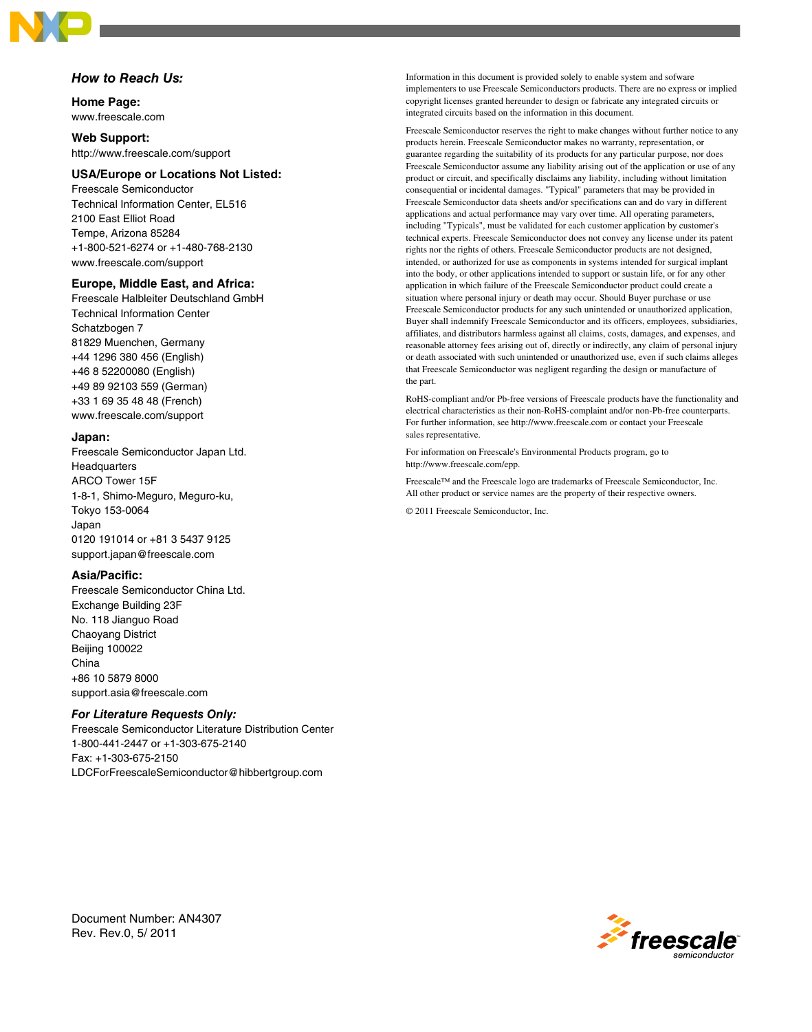***How to Reach Us:***

**Home Page:**
www.freescale.com

**Web Support:**
http://www.freescale.com/support

**USA/Europe or Locations Not Listed:**
Freescale Semiconductor
Technical Information Center, EL516
2100 East Elliot Road
Tempe, Arizona 85284
+1-800-521-6274 or +1-480-768-2130
www.freescale.com/support

**Europe, Middle East, and Africa:**
Freescale Halbleiter Deutschland GmbH
Technical Information Center
Schatzbogen 7
81829 Muenchen, Germany
+44 1296 380 456 (English)
+46 8 52200080 (English)
+49 89 92103 559 (German)
+33 1 69 35 48 48 (French)
www.freescale.com/support

**Japan:**
Freescale Semiconductor Japan Ltd.
Headquarters
ARCO Tower 15F
1-8-1, Shimo-Meguro, Meguro-ku,
Tokyo 153-0064
Japan
0120 191014 or +81 3 5437 9125
support.japan@freescale.com

**Asia/Pacific:**
Freescale Semiconductor China Ltd.
Exchange Building 23F
No. 118 Jianguo Road
Chaoyang District
Beijing 100022
China
+86 10 5879 8000
support.asia@freescale.com

***For Literature Requests Only:***
Freescale Semiconductor Literature Distribution Center
1-800-441-2447 or +1-303-675-2140
Fax: +1-303-675-2150
LDCForFreescaleSemiconductor@hibbertgroup.com

Information in this document is provided solely to enable system and sofware implementers to use Freescale Semiconductors products. There are no express or implied copyright licenses granted hereunder to design or fabricate any integrated circuits or integrated circuits based on the information in this document.

Freescale Semiconductor reserves the right to make changes without further notice to any products herein. Freescale Semiconductor makes no warranty, representation, or guarantee regarding the suitability of its products for any particular purpose, nor does Freescale Semiconductor assume any liability arising out of the application or use of any product or circuit, and specifically disclaims any liability, including without limitation consequential or incidental damages. "Typical" parameters that may be provided in Freescale Semiconductor data sheets and/or specifications can and do vary in different applications and actual performance may vary over time. All operating parameters, including "Typicals", must be validated for each customer application by customer's technical experts. Freescale Semiconductor does not convey any license under its patent rights nor the rights of others. Freescale Semiconductor products are not designed, intended, or authorized for use as components in systems intended for surgical implant into the body, or other applications intended to support or sustain life, or for any other application in which failure of the Freescale Semiconductor product could create a situation where personal injury or death may occur. Should Buyer purchase or use Freescale Semiconductor products for any such unintended or unauthorized application, Buyer shall indemnify Freescale Semiconductor and its officers, employees, subsidiaries, affiliates, and distributors harmless against all claims, costs, damages, and expenses, and reasonable attorney fees arising out of, directly or indirectly, any claim of personal injury or death associated with such unintended or unauthorized use, even if such claims alleges that Freescale Semiconductor was negligent regarding the design or manufacture of the part.

RoHS-compliant and/or Pb-free versions of Freescale products have the functionality and electrical characteristics as their non-RoHS-complaint and/or non-Pb-free counterparts. For further information, see http://www.freescale.com or contact your Freescale sales representative.

For information on Freescale's Environmental Products program, go to http://www.freescale.com/epp.

Freescale™ and the Freescale logo are trademarks of Freescale Semiconductor, Inc. All other product or service names are the property of their respective owners.

© 2011 Freescale Semiconductor, Inc.

Document Number: AN4307
Rev. Rev.0, 5/ 2011